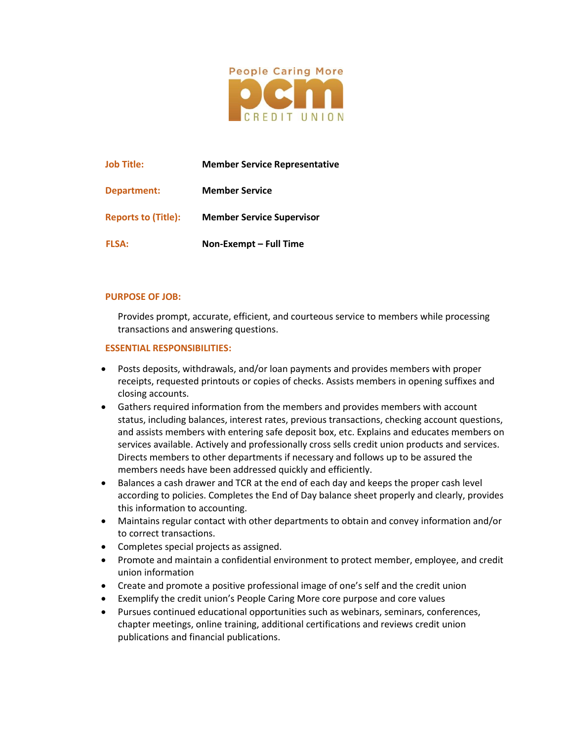People Caring More

pcm

CREDIT UNION

| | |
|---|---|
| **Job Title:** | **Member Service Representative** |
| **Department:** | **Member Service** |
| **Reports to (Title):** | **Member Service Supervisor** |
| **FLSA:** | **Non-Exempt – Full Time** |

## PURPOSE OF JOB:

Provides prompt, accurate, efficient, and courteous service to members while processing transactions and answering questions.

## ESSENTIAL RESPONSIBILITIES:

- Posts deposits, withdrawals, and/or loan payments and provides members with proper receipts, requested printouts or copies of checks. Assists members in opening suffixes and closing accounts.
- Gathers required information from the members and provides members with account status, including balances, interest rates, previous transactions, checking account questions, and assists members with entering safe deposit box, etc. Explains and educates members on services available. Actively and professionally cross sells credit union products and services. Directs members to other departments if necessary and follows up to be assured the members needs have been addressed quickly and efficiently.
- Balances a cash drawer and TCR at the end of each day and keeps the proper cash level according to policies. Completes the End of Day balance sheet properly and clearly, provides this information to accounting.
- Maintains regular contact with other departments to obtain and convey information and/or to correct transactions.
- Completes special projects as assigned.
- Promote and maintain a confidential environment to protect member, employee, and credit union information
- Create and promote a positive professional image of one's self and the credit union
- Exemplify the credit union's People Caring More core purpose and core values
- Pursues continued educational opportunities such as webinars, seminars, conferences, chapter meetings, online training, additional certifications and reviews credit union publications and financial publications.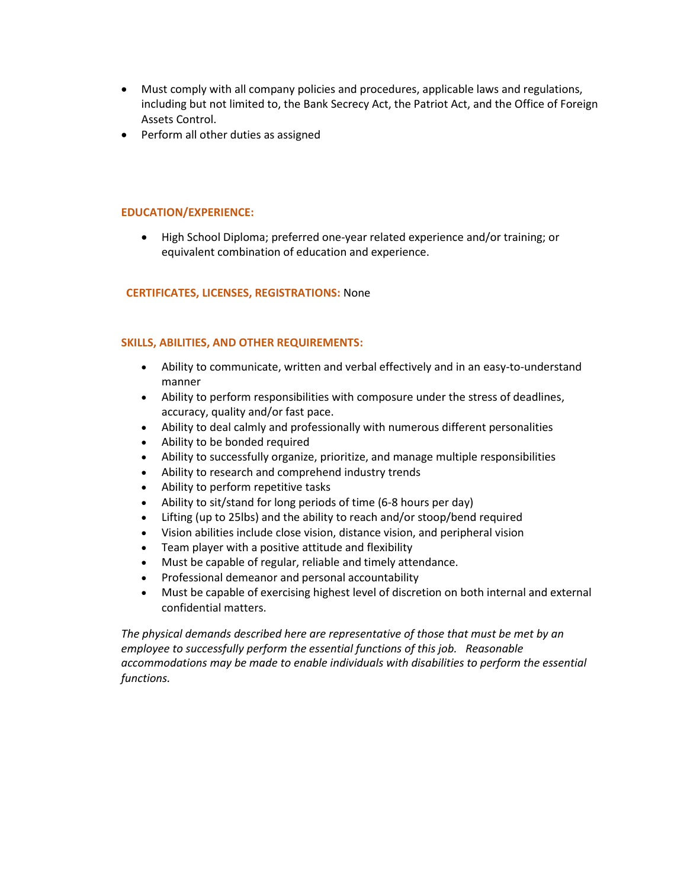- Must comply with all company policies and procedures, applicable laws and regulations, including but not limited to, the Bank Secrecy Act, the Patriot Act, and the Office of Foreign Assets Control.
- Perform all other duties as assigned

**EDUCATION/EXPERIENCE:**

- High School Diploma; preferred one-year related experience and/or training; or equivalent combination of education and experience.

**CERTIFICATES, LICENSES, REGISTRATIONS:** None

**SKILLS, ABILITIES, AND OTHER REQUIREMENTS:**

- Ability to communicate, written and verbal effectively and in an easy-to-understand manner
- Ability to perform responsibilities with composure under the stress of deadlines, accuracy, quality and/or fast pace.
- Ability to deal calmly and professionally with numerous different personalities
- Ability to be bonded required
- Ability to successfully organize, prioritize, and manage multiple responsibilities
- Ability to research and comprehend industry trends
- Ability to perform repetitive tasks
- Ability to sit/stand for long periods of time (6-8 hours per day)
- Lifting (up to 25lbs) and the ability to reach and/or stoop/bend required
- Vision abilities include close vision, distance vision, and peripheral vision
- Team player with a positive attitude and flexibility
- Must be capable of regular, reliable and timely attendance.
- Professional demeanor and personal accountability
- Must be capable of exercising highest level of discretion on both internal and external confidential matters.

*The physical demands described here are representative of those that must be met by an employee to successfully perform the essential functions of this job. Reasonable accommodations may be made to enable individuals with disabilities to perform the essential functions.*